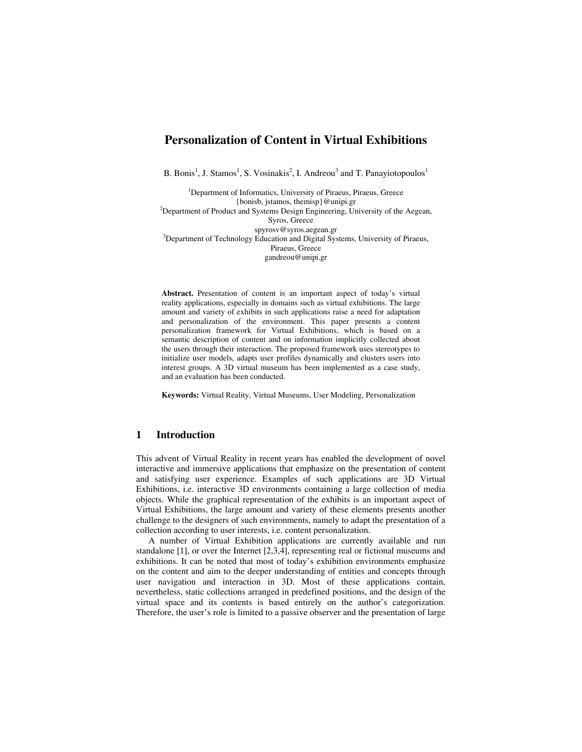# Personalization of Content in Virtual Exhibitions

B. Bonis[1], J. Stamos[1], S. Vosinakis[2], I. Andreou[3] and T. Panayiotopoulos[1]

[1]Department of Informatics, University of Piraeus, Piraeus, Greece
{bonisb, jstamos, themisp}@unipi.gr
[2]Department of Product and Systems Design Engineering, University of the Aegean, Syros, Greece
spyrosv@syros.aegean.gr
[3]Department of Technology Education and Digital Systems, University of Piraeus, Piraeus, Greece
gandreou@unipi.gr

**Abstract.** Presentation of content is an important aspect of today's virtual reality applications, especially in domains such as virtual exhibitions. The large amount and variety of exhibits in such applications raise a need for adaptation and personalization of the environment. This paper presents a content personalization framework for Virtual Exhibitions, which is based on a semantic description of content and on information implicitly collected about the users through their interaction. The proposed framework uses stereotypes to initialize user models, adapts user profiles dynamically and clusters users into interest groups. A 3D virtual museum has been implemented as a case study, and an evaluation has been conducted.

**Keywords:** Virtual Reality, Virtual Museums, User Modeling, Personalization

## 1 Introduction

This advent of Virtual Reality in recent years has enabled the development of novel interactive and immersive applications that emphasize on the presentation of content and satisfying user experience. Examples of such applications are 3D Virtual Exhibitions, i.e. interactive 3D environments containing a large collection of media objects. While the graphical representation of the exhibits is an important aspect of Virtual Exhibitions, the large amount and variety of these elements presents another challenge to the designers of such environments, namely to adapt the presentation of a collection according to user interests, i.e. content personalization.

A number of Virtual Exhibition applications are currently available and run standalone [1], or over the Internet [2,3,4], representing real or fictional museums and exhibitions. It can be noted that most of today's exhibition environments emphasize on the content and aim to the deeper understanding of entities and concepts through user navigation and interaction in 3D. Most of these applications contain, nevertheless, static collections arranged in predefined positions, and the design of the virtual space and its contents is based entirely on the author's categorization. Therefore, the user's role is limited to a passive observer and the presentation of large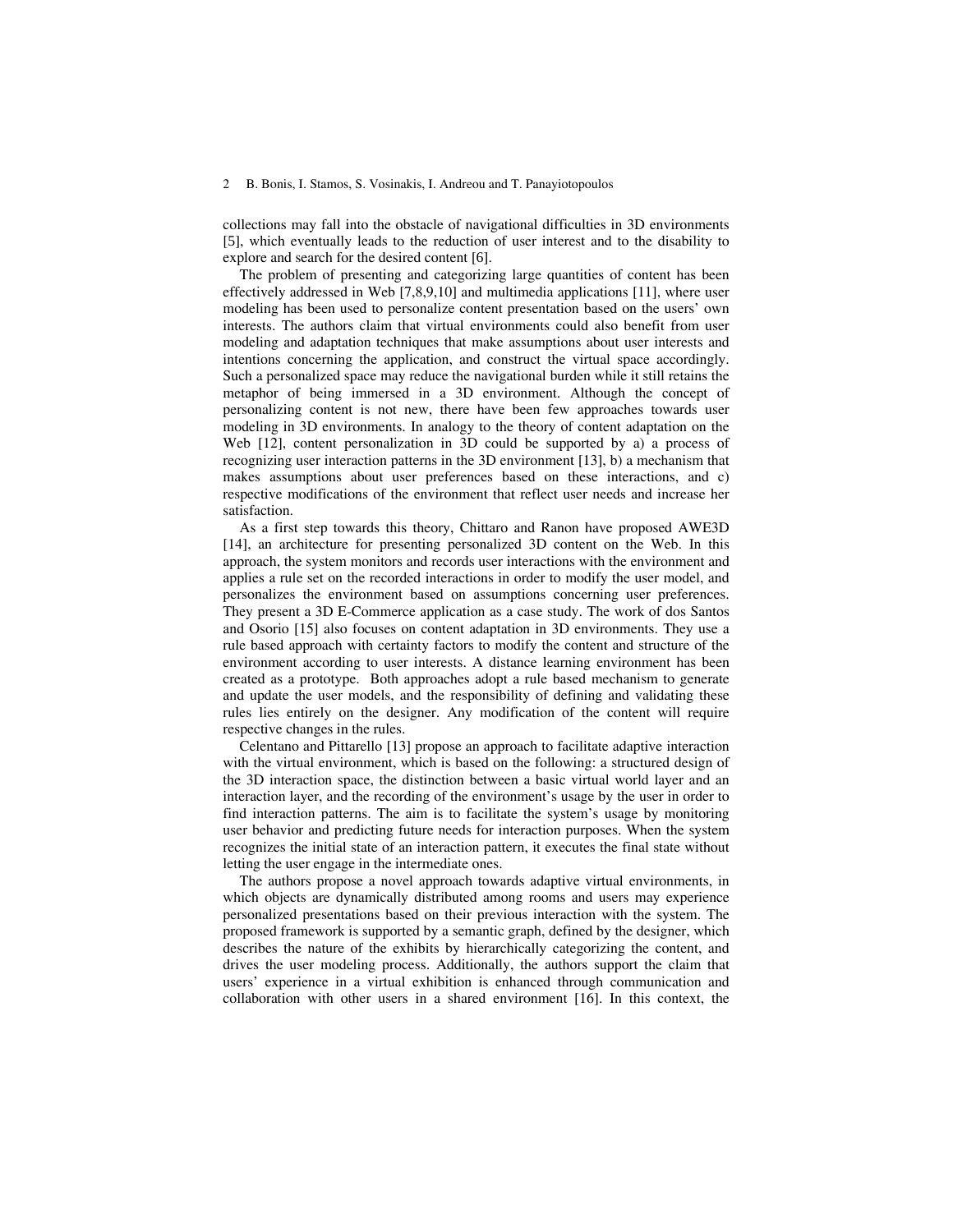collections may fall into the obstacle of navigational difficulties in 3D environments [5], which eventually leads to the reduction of user interest and to the disability to explore and search for the desired content [6].

The problem of presenting and categorizing large quantities of content has been effectively addressed in Web [7,8,9,10] and multimedia applications [11], where user modeling has been used to personalize content presentation based on the users' own interests. The authors claim that virtual environments could also benefit from user modeling and adaptation techniques that make assumptions about user interests and intentions concerning the application, and construct the virtual space accordingly. Such a personalized space may reduce the navigational burden while it still retains the metaphor of being immersed in a 3D environment. Although the concept of personalizing content is not new, there have been few approaches towards user modeling in 3D environments. In analogy to the theory of content adaptation on the Web [12], content personalization in 3D could be supported by a) a process of recognizing user interaction patterns in the 3D environment [13], b) a mechanism that makes assumptions about user preferences based on these interactions, and c) respective modifications of the environment that reflect user needs and increase her satisfaction.

As a first step towards this theory, Chittaro and Ranon have proposed AWE3D [14], an architecture for presenting personalized 3D content on the Web. In this approach, the system monitors and records user interactions with the environment and applies a rule set on the recorded interactions in order to modify the user model, and personalizes the environment based on assumptions concerning user preferences. They present a 3D E-Commerce application as a case study. The work of dos Santos and Osorio [15] also focuses on content adaptation in 3D environments. They use a rule based approach with certainty factors to modify the content and structure of the environment according to user interests. A distance learning environment has been created as a prototype. Both approaches adopt a rule based mechanism to generate and update the user models, and the responsibility of defining and validating these rules lies entirely on the designer. Any modification of the content will require respective changes in the rules.

Celentano and Pittarello [13] propose an approach to facilitate adaptive interaction with the virtual environment, which is based on the following: a structured design of the 3D interaction space, the distinction between a basic virtual world layer and an interaction layer, and the recording of the environment's usage by the user in order to find interaction patterns. The aim is to facilitate the system's usage by monitoring user behavior and predicting future needs for interaction purposes. When the system recognizes the initial state of an interaction pattern, it executes the final state without letting the user engage in the intermediate ones.

The authors propose a novel approach towards adaptive virtual environments, in which objects are dynamically distributed among rooms and users may experience personalized presentations based on their previous interaction with the system. The proposed framework is supported by a semantic graph, defined by the designer, which describes the nature of the exhibits by hierarchically categorizing the content, and drives the user modeling process. Additionally, the authors support the claim that users' experience in a virtual exhibition is enhanced through communication and collaboration with other users in a shared environment [16]. In this context, the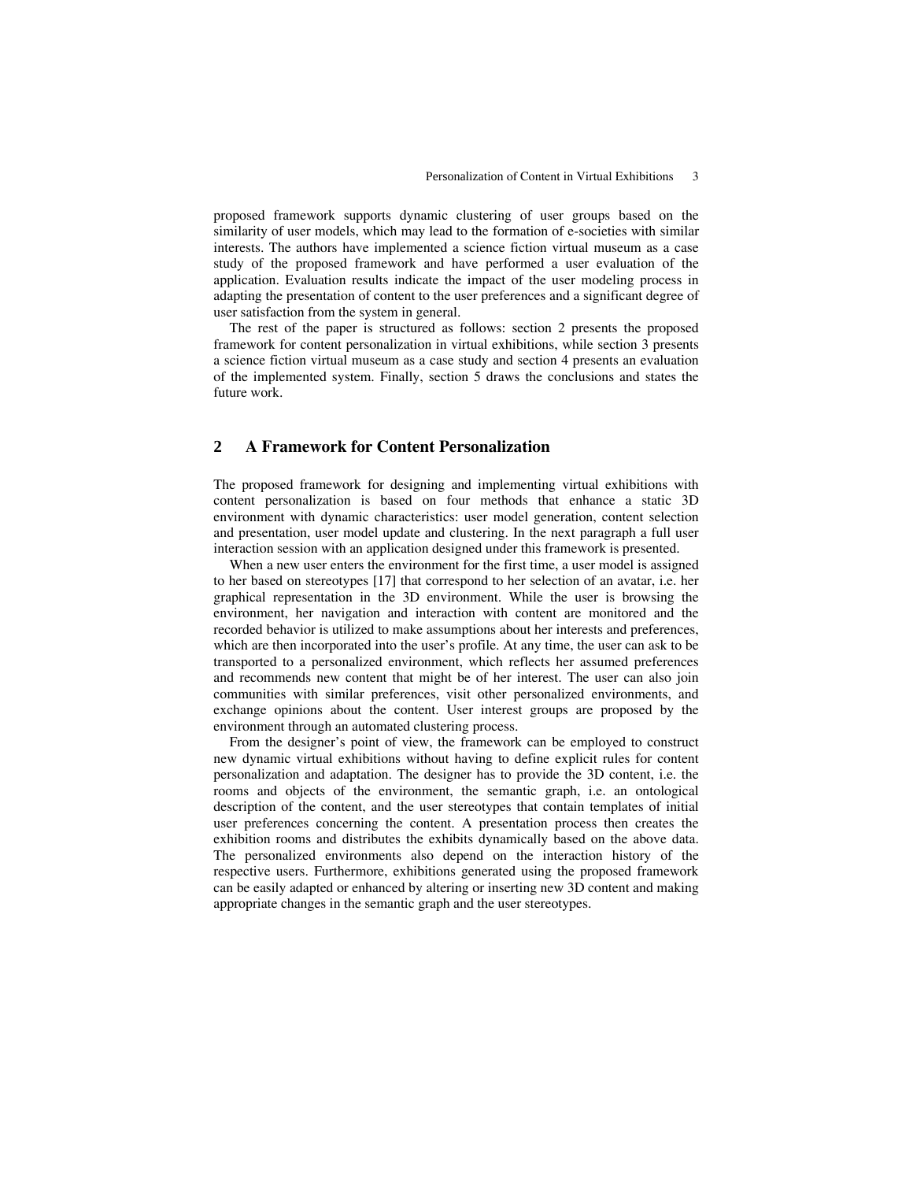proposed framework supports dynamic clustering of user groups based on the similarity of user models, which may lead to the formation of e-societies with similar interests. The authors have implemented a science fiction virtual museum as a case study of the proposed framework and have performed a user evaluation of the application. Evaluation results indicate the impact of the user modeling process in adapting the presentation of content to the user preferences and a significant degree of user satisfaction from the system in general.

The rest of the paper is structured as follows: section 2 presents the proposed framework for content personalization in virtual exhibitions, while section 3 presents a science fiction virtual museum as a case study and section 4 presents an evaluation of the implemented system. Finally, section 5 draws the conclusions and states the future work.

## 2 A Framework for Content Personalization

The proposed framework for designing and implementing virtual exhibitions with content personalization is based on four methods that enhance a static 3D environment with dynamic characteristics: user model generation, content selection and presentation, user model update and clustering. In the next paragraph a full user interaction session with an application designed under this framework is presented.

When a new user enters the environment for the first time, a user model is assigned to her based on stereotypes [17] that correspond to her selection of an avatar, i.e. her graphical representation in the 3D environment. While the user is browsing the environment, her navigation and interaction with content are monitored and the recorded behavior is utilized to make assumptions about her interests and preferences, which are then incorporated into the user's profile. At any time, the user can ask to be transported to a personalized environment, which reflects her assumed preferences and recommends new content that might be of her interest. The user can also join communities with similar preferences, visit other personalized environments, and exchange opinions about the content. User interest groups are proposed by the environment through an automated clustering process.

From the designer's point of view, the framework can be employed to construct new dynamic virtual exhibitions without having to define explicit rules for content personalization and adaptation. The designer has to provide the 3D content, i.e. the rooms and objects of the environment, the semantic graph, i.e. an ontological description of the content, and the user stereotypes that contain templates of initial user preferences concerning the content. A presentation process then creates the exhibition rooms and distributes the exhibits dynamically based on the above data. The personalized environments also depend on the interaction history of the respective users. Furthermore, exhibitions generated using the proposed framework can be easily adapted or enhanced by altering or inserting new 3D content and making appropriate changes in the semantic graph and the user stereotypes.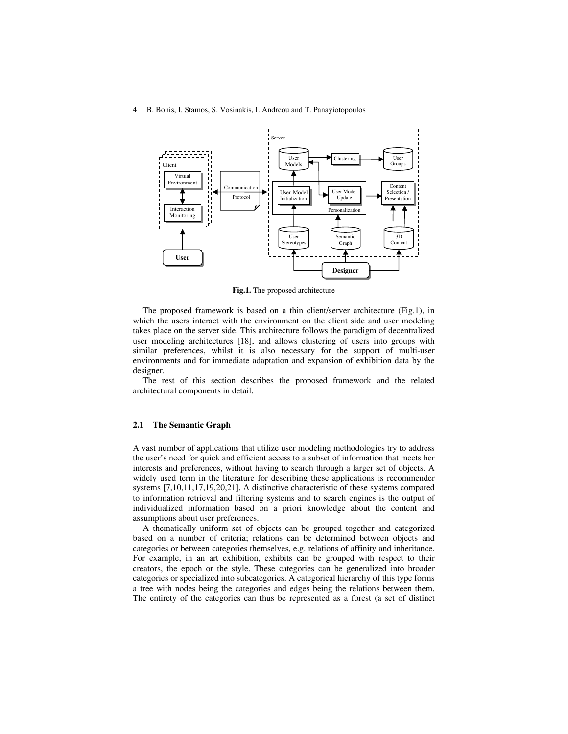Server

User Models

Clustering

User Groups

Client

Virtual Environment

Communication Protocol

User Model Initialization

User Model Update

Content Selection / Presentation

Personalization

Interaction Monitoring

User Stereotypes

Semantic Graph

3D Content

User

Designer

**Fig.1.** The proposed architecture

The proposed framework is based on a thin client/server architecture (Fig.1), in which the users interact with the environment on the client side and user modeling takes place on the server side. This architecture follows the paradigm of decentralized user modeling architectures [18], and allows clustering of users into groups with similar preferences, whilst it is also necessary for the support of multi-user environments and for immediate adaptation and expansion of exhibition data by the designer.

The rest of this section describes the proposed framework and the related architectural components in detail.

### 2.1 The Semantic Graph

A vast number of applications that utilize user modeling methodologies try to address the user's need for quick and efficient access to a subset of information that meets her interests and preferences, without having to search through a larger set of objects. A widely used term in the literature for describing these applications is recommender systems [7,10,11,17,19,20,21]. A distinctive characteristic of these systems compared to information retrieval and filtering systems and to search engines is the output of individualized information based on a priori knowledge about the content and assumptions about user preferences.

A thematically uniform set of objects can be grouped together and categorized based on a number of criteria; relations can be determined between objects and categories or between categories themselves, e.g. relations of affinity and inheritance. For example, in an art exhibition, exhibits can be grouped with respect to their creators, the epoch or the style. These categories can be generalized into broader categories or specialized into subcategories. A categorical hierarchy of this type forms a tree with nodes being the categories and edges being the relations between them. The entirety of the categories can thus be represented as a forest (a set of distinct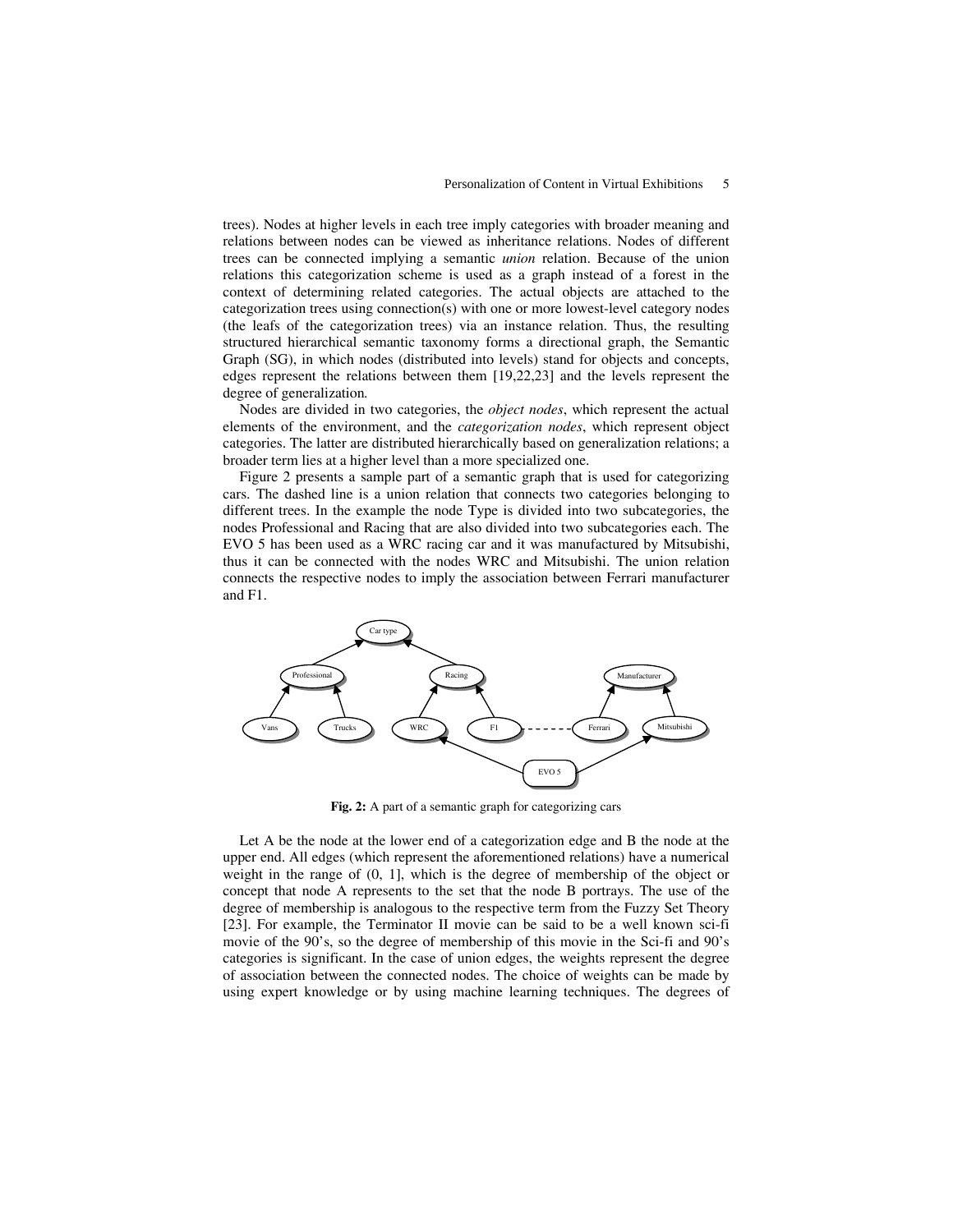trees). Nodes at higher levels in each tree imply categories with broader meaning and relations between nodes can be viewed as inheritance relations. Nodes of different trees can be connected implying a semantic *union* relation. Because of the union relations this categorization scheme is used as a graph instead of a forest in the context of determining related categories. The actual objects are attached to the categorization trees using connection(s) with one or more lowest-level category nodes (the leafs of the categorization trees) via an instance relation. Thus, the resulting structured hierarchical semantic taxonomy forms a directional graph, the Semantic Graph (SG), in which nodes (distributed into levels) stand for objects and concepts, edges represent the relations between them [19,22,23] and the levels represent the degree of generalization.

Nodes are divided in two categories, the *object nodes*, which represent the actual elements of the environment, and the *categorization nodes*, which represent object categories. The latter are distributed hierarchically based on generalization relations; a broader term lies at a higher level than a more specialized one.

Figure 2 presents a sample part of a semantic graph that is used for categorizing cars. The dashed line is a union relation that connects two categories belonging to different trees. In the example the node Type is divided into two subcategories, the nodes Professional and Racing that are also divided into two subcategories each. The EVO 5 has been used as a WRC racing car and it was manufactured by Mitsubishi, thus it can be connected with the nodes WRC and Mitsubishi. The union relation connects the respective nodes to imply the association between Ferrari manufacturer and F1.

**Fig. 2:** A part of a semantic graph for categorizing cars

Let A be the node at the lower end of a categorization edge and B the node at the upper end. All edges (which represent the aforementioned relations) have a numerical weight in the range of (0, 1], which is the degree of membership of the object or concept that node A represents to the set that the node B portrays. The use of the degree of membership is analogous to the respective term from the Fuzzy Set Theory [23]. For example, the Terminator II movie can be said to be a well known sci-fi movie of the 90's, so the degree of membership of this movie in the Sci-fi and 90's categories is significant. In the case of union edges, the weights represent the degree of association between the connected nodes. The choice of weights can be made by using expert knowledge or by using machine learning techniques. The degrees of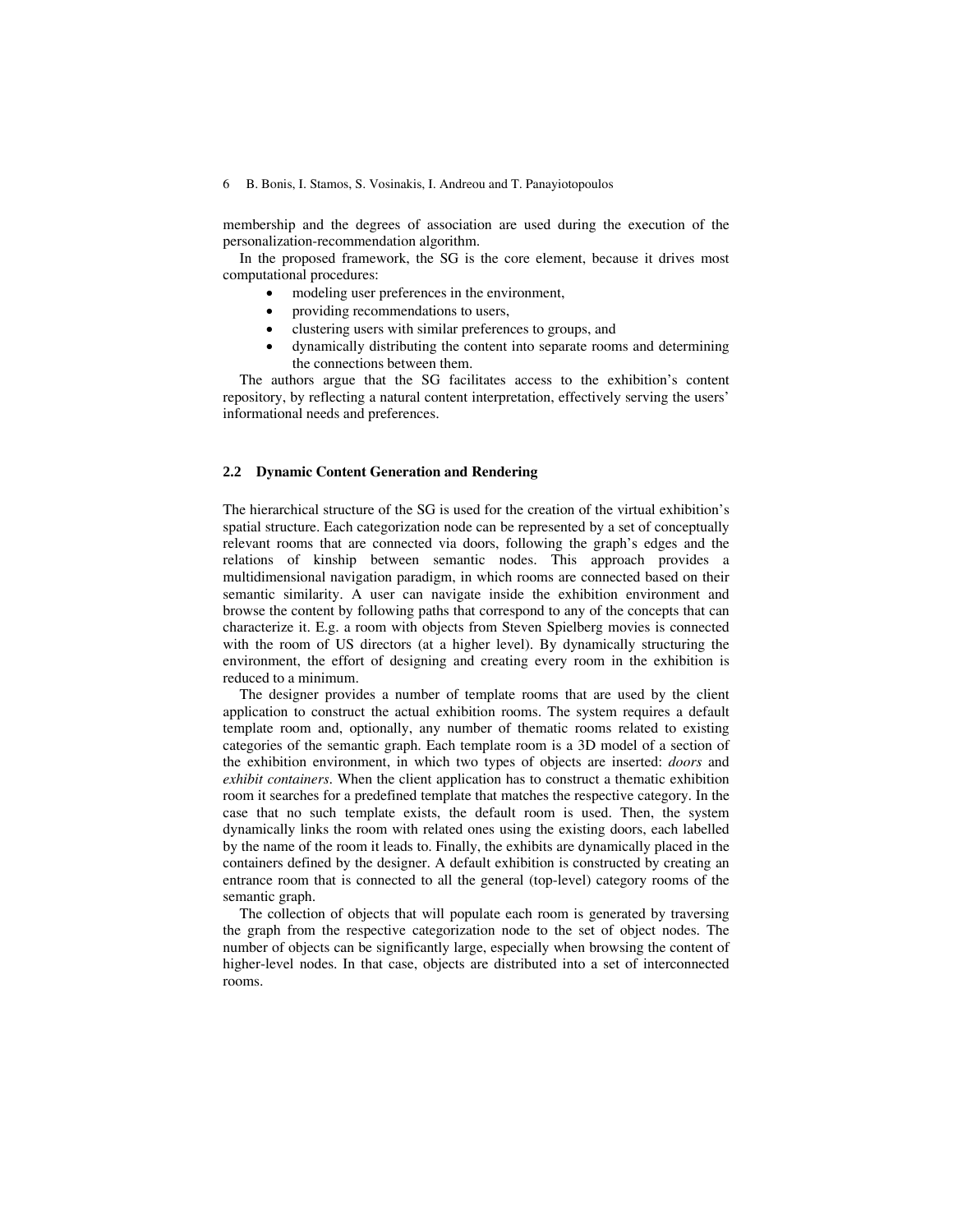membership and the degrees of association are used during the execution of the personalization-recommendation algorithm.

In the proposed framework, the SG is the core element, because it drives most computational procedures:

- modeling user preferences in the environment,
- providing recommendations to users,
- clustering users with similar preferences to groups, and
- dynamically distributing the content into separate rooms and determining the connections between them.

The authors argue that the SG facilitates access to the exhibition's content repository, by reflecting a natural content interpretation, effectively serving the users' informational needs and preferences.

### 2.2 Dynamic Content Generation and Rendering

The hierarchical structure of the SG is used for the creation of the virtual exhibition's spatial structure. Each categorization node can be represented by a set of conceptually relevant rooms that are connected via doors, following the graph's edges and the relations of kinship between semantic nodes. This approach provides a multidimensional navigation paradigm, in which rooms are connected based on their semantic similarity. A user can navigate inside the exhibition environment and browse the content by following paths that correspond to any of the concepts that can characterize it. E.g. a room with objects from Steven Spielberg movies is connected with the room of US directors (at a higher level). By dynamically structuring the environment, the effort of designing and creating every room in the exhibition is reduced to a minimum.

The designer provides a number of template rooms that are used by the client application to construct the actual exhibition rooms. The system requires a default template room and, optionally, any number of thematic rooms related to existing categories of the semantic graph. Each template room is a 3D model of a section of the exhibition environment, in which two types of objects are inserted: *doors* and *exhibit containers*. When the client application has to construct a thematic exhibition room it searches for a predefined template that matches the respective category. In the case that no such template exists, the default room is used. Then, the system dynamically links the room with related ones using the existing doors, each labelled by the name of the room it leads to. Finally, the exhibits are dynamically placed in the containers defined by the designer. A default exhibition is constructed by creating an entrance room that is connected to all the general (top-level) category rooms of the semantic graph.

The collection of objects that will populate each room is generated by traversing the graph from the respective categorization node to the set of object nodes. The number of objects can be significantly large, especially when browsing the content of higher-level nodes. In that case, objects are distributed into a set of interconnected rooms.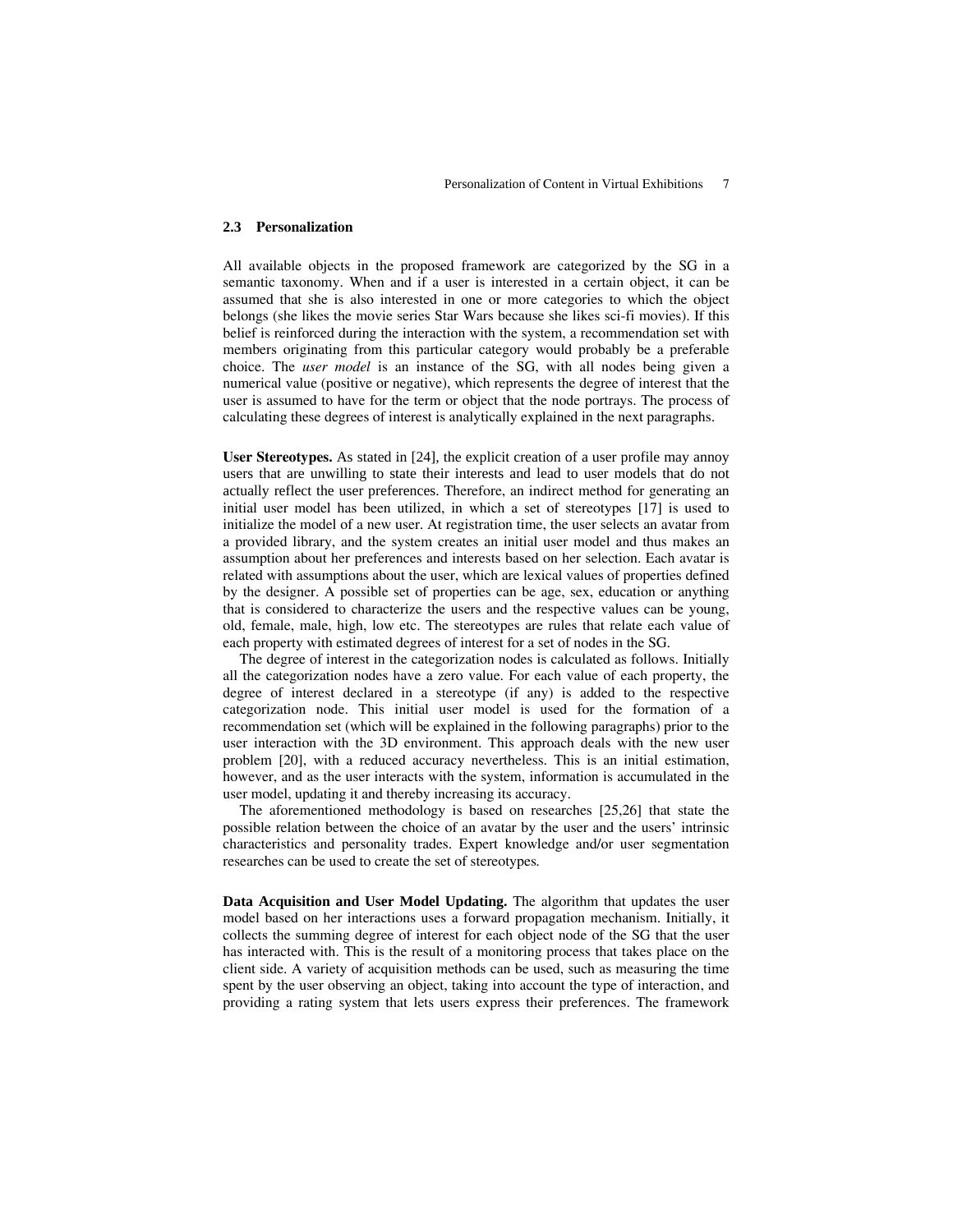### 2.3 Personalization

All available objects in the proposed framework are categorized by the SG in a semantic taxonomy. When and if a user is interested in a certain object, it can be assumed that she is also interested in one or more categories to which the object belongs (she likes the movie series Star Wars because she likes sci-fi movies). If this belief is reinforced during the interaction with the system, a recommendation set with members originating from this particular category would probably be a preferable choice. The *user model* is an instance of the SG, with all nodes being given a numerical value (positive or negative), which represents the degree of interest that the user is assumed to have for the term or object that the node portrays. The process of calculating these degrees of interest is analytically explained in the next paragraphs.

**User Stereotypes.** As stated in [24], the explicit creation of a user profile may annoy users that are unwilling to state their interests and lead to user models that do not actually reflect the user preferences. Therefore, an indirect method for generating an initial user model has been utilized, in which a set of stereotypes [17] is used to initialize the model of a new user. At registration time, the user selects an avatar from a provided library, and the system creates an initial user model and thus makes an assumption about her preferences and interests based on her selection. Each avatar is related with assumptions about the user, which are lexical values of properties defined by the designer. A possible set of properties can be age, sex, education or anything that is considered to characterize the users and the respective values can be young, old, female, male, high, low etc. The stereotypes are rules that relate each value of each property with estimated degrees of interest for a set of nodes in the SG.

The degree of interest in the categorization nodes is calculated as follows. Initially all the categorization nodes have a zero value. For each value of each property, the degree of interest declared in a stereotype (if any) is added to the respective categorization node. This initial user model is used for the formation of a recommendation set (which will be explained in the following paragraphs) prior to the user interaction with the 3D environment. This approach deals with the new user problem [20], with a reduced accuracy nevertheless. This is an initial estimation, however, and as the user interacts with the system, information is accumulated in the user model, updating it and thereby increasing its accuracy.

The aforementioned methodology is based on researches [25,26] that state the possible relation between the choice of an avatar by the user and the users' intrinsic characteristics and personality trades. Expert knowledge and/or user segmentation researches can be used to create the set of stereotypes.

**Data Acquisition and User Model Updating.** The algorithm that updates the user model based on her interactions uses a forward propagation mechanism. Initially, it collects the summing degree of interest for each object node of the SG that the user has interacted with. This is the result of a monitoring process that takes place on the client side. A variety of acquisition methods can be used, such as measuring the time spent by the user observing an object, taking into account the type of interaction, and providing a rating system that lets users express their preferences. The framework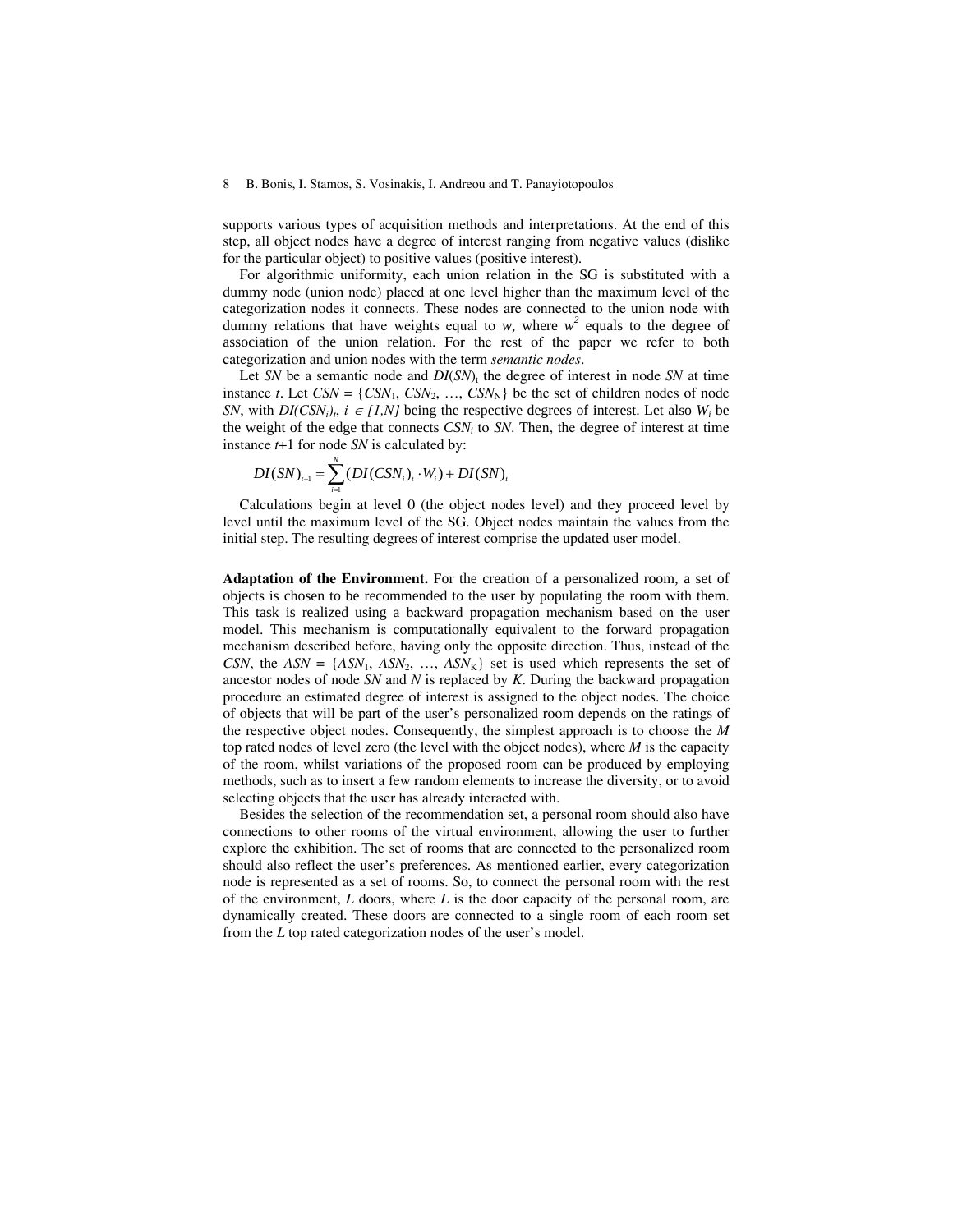supports various types of acquisition methods and interpretations. At the end of this step, all object nodes have a degree of interest ranging from negative values (dislike for the particular object) to positive values (positive interest).

For algorithmic uniformity, each union relation in the SG is substituted with a dummy node (union node) placed at one level higher than the maximum level of the categorization nodes it connects. These nodes are connected to the union node with dummy relations that have weights equal to $w$, where $w^2$ equals to the degree of association of the union relation. For the rest of the paper we refer to both categorization and union nodes with the term *semantic nodes*.

Let $SN$ be a semantic node and $DI(SN)_t$ the degree of interest in node $SN$ at time instance $t$. Let $CSN = \{CSN_1, CSN_2, \ldots, CSN_N\}$ be the set of children nodes of node $SN$, with $DI(CSN_i)_t$, $i \in [1,N]$ being the respective degrees of interest. Let also $W_i$ be the weight of the edge that connects $CSN_i$ to $SN$. Then, the degree of interest at time instance $t$+1 for node $SN$ is calculated by:

$$DI(SN)_{t+1} = \sum_{i=1}^{N} (DI(CSN_i)_t \cdot W_i) + DI(SN)_t$$

Calculations begin at level 0 (the object nodes level) and they proceed level by level until the maximum level of the SG. Object nodes maintain the values from the initial step. The resulting degrees of interest comprise the updated user model.

**Adaptation of the Environment.** For the creation of a personalized room, a set of objects is chosen to be recommended to the user by populating the room with them. This task is realized using a backward propagation mechanism based on the user model. This mechanism is computationally equivalent to the forward propagation mechanism described before, having only the opposite direction. Thus, instead of the $CSN$, the $ASN = \{ASN_1, ASN_2, \ldots, ASN_K\}$ set is used which represents the set of ancestor nodes of node $SN$ and $N$ is replaced by $K$. During the backward propagation procedure an estimated degree of interest is assigned to the object nodes. The choice of objects that will be part of the user's personalized room depends on the ratings of the respective object nodes. Consequently, the simplest approach is to choose the $M$ top rated nodes of level zero (the level with the object nodes), where $M$ is the capacity of the room, whilst variations of the proposed room can be produced by employing methods, such as to insert a few random elements to increase the diversity, or to avoid selecting objects that the user has already interacted with.

Besides the selection of the recommendation set, a personal room should also have connections to other rooms of the virtual environment, allowing the user to further explore the exhibition. The set of rooms that are connected to the personalized room should also reflect the user's preferences. As mentioned earlier, every categorization node is represented as a set of rooms. So, to connect the personal room with the rest of the environment, $L$ doors, where $L$ is the door capacity of the personal room, are dynamically created. These doors are connected to a single room of each room set from the $L$ top rated categorization nodes of the user's model.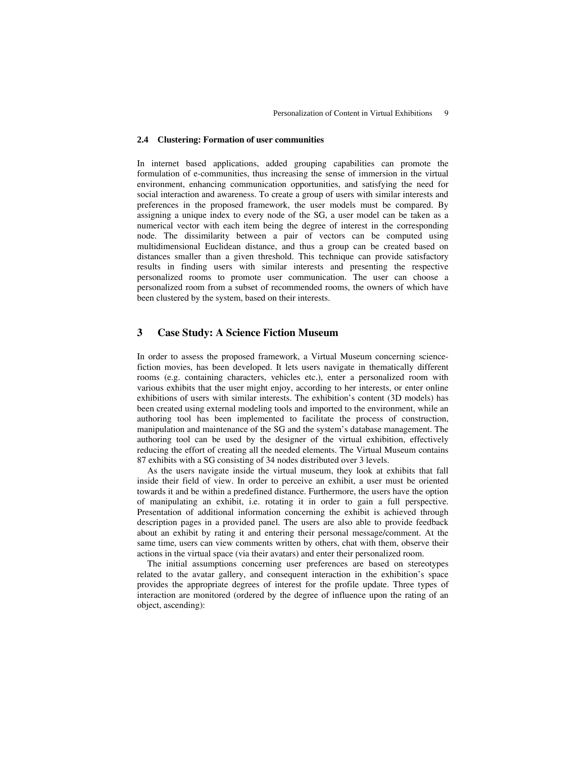### 2.4 Clustering: Formation of user communities

In internet based applications, added grouping capabilities can promote the formulation of e-communities, thus increasing the sense of immersion in the virtual environment, enhancing communication opportunities, and satisfying the need for social interaction and awareness. To create a group of users with similar interests and preferences in the proposed framework, the user models must be compared. By assigning a unique index to every node of the SG, a user model can be taken as a numerical vector with each item being the degree of interest in the corresponding node. The dissimilarity between a pair of vectors can be computed using multidimensional Euclidean distance, and thus a group can be created based on distances smaller than a given threshold. This technique can provide satisfactory results in finding users with similar interests and presenting the respective personalized rooms to promote user communication. The user can choose a personalized room from a subset of recommended rooms, the owners of which have been clustered by the system, based on their interests.

## 3 Case Study: A Science Fiction Museum

In order to assess the proposed framework, a Virtual Museum concerning science-fiction movies, has been developed. It lets users navigate in thematically different rooms (e.g. containing characters, vehicles etc.), enter a personalized room with various exhibits that the user might enjoy, according to her interests, or enter online exhibitions of users with similar interests. The exhibition's content (3D models) has been created using external modeling tools and imported to the environment, while an authoring tool has been implemented to facilitate the process of construction, manipulation and maintenance of the SG and the system's database management. The authoring tool can be used by the designer of the virtual exhibition, effectively reducing the effort of creating all the needed elements. The Virtual Museum contains 87 exhibits with a SG consisting of 34 nodes distributed over 3 levels.

As the users navigate inside the virtual museum, they look at exhibits that fall inside their field of view. In order to perceive an exhibit, a user must be oriented towards it and be within a predefined distance. Furthermore, the users have the option of manipulating an exhibit, i.e. rotating it in order to gain a full perspective. Presentation of additional information concerning the exhibit is achieved through description pages in a provided panel. The users are also able to provide feedback about an exhibit by rating it and entering their personal message/comment. At the same time, users can view comments written by others, chat with them, observe their actions in the virtual space (via their avatars) and enter their personalized room.

The initial assumptions concerning user preferences are based on stereotypes related to the avatar gallery, and consequent interaction in the exhibition's space provides the appropriate degrees of interest for the profile update. Three types of interaction are monitored (ordered by the degree of influence upon the rating of an object, ascending):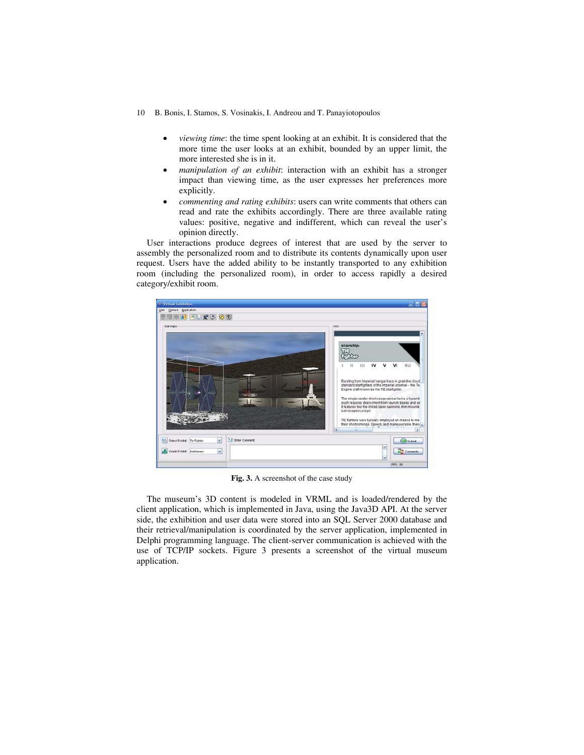- *viewing time*: the time spent looking at an exhibit. It is considered that the more time the user looks at an exhibit, bounded by an upper limit, the more interested she is in it.
- *manipulation of an exhibit*: interaction with an exhibit has a stronger impact than viewing time, as the user expresses her preferences more explicitly.
- *commenting and rating exhibits*: users can write comments that others can read and rate the exhibits accordingly. There are three available rating values: positive, negative and indifferent, which can reveal the user's opinion directly.

User interactions produce degrees of interest that are used by the server to assembly the personalized room and to distribute its contents dynamically upon user request. Users have the added ability to be instantly transported to any exhibition room (including the personalized room), in order to access rapidly a desired category/exhibit room.

**Fig. 3.** A screenshot of the case study

The museum's 3D content is modeled in VRML and is loaded/rendered by the client application, which is implemented in Java, using the Java3D API. At the server side, the exhibition and user data were stored into an SQL Server 2000 database and their retrieval/manipulation is coordinated by the server application, implemented in Delphi programming language. The client-server communication is achieved with the use of TCP/IP sockets. Figure 3 presents a screenshot of the virtual museum application.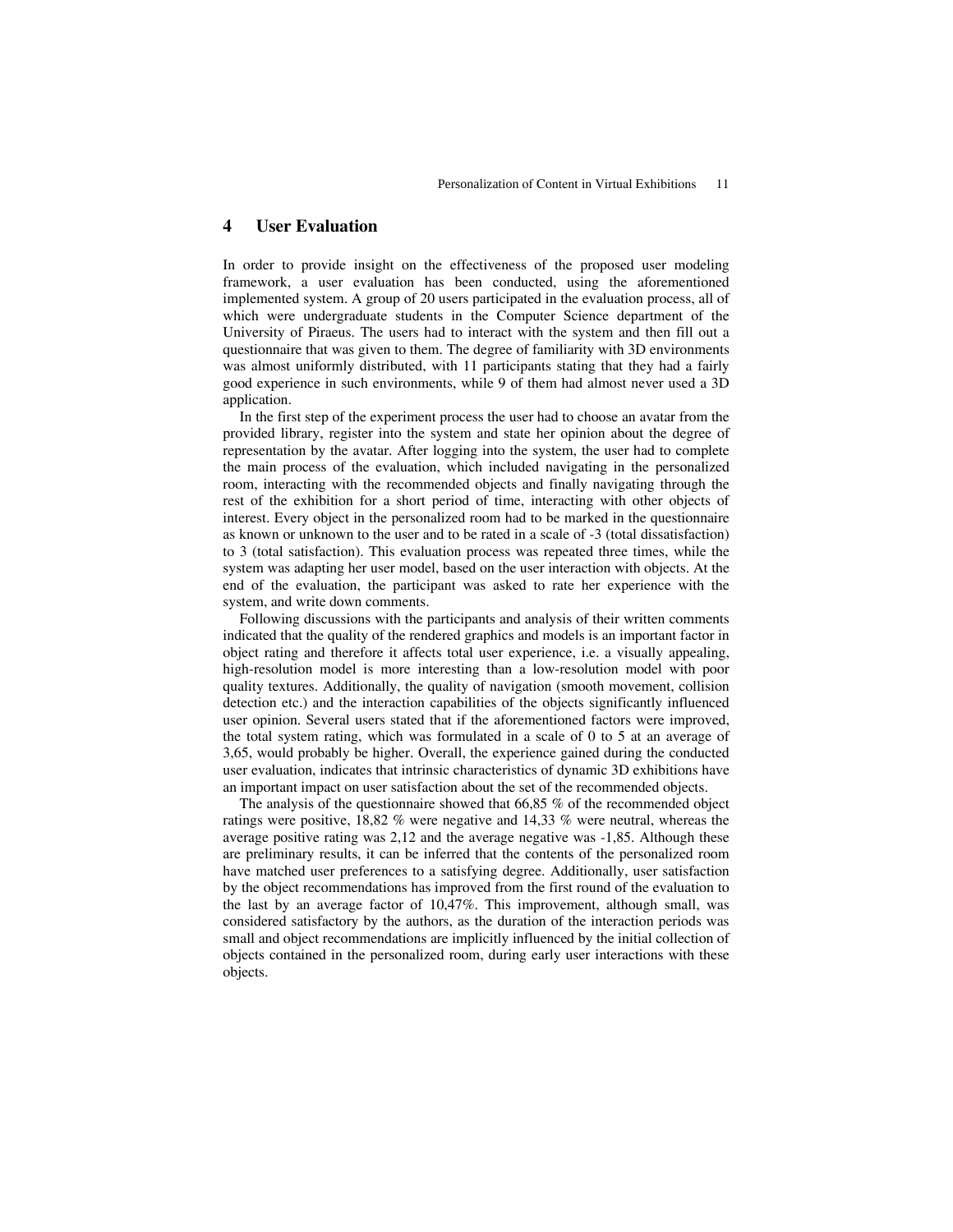## 4 User Evaluation

In order to provide insight on the effectiveness of the proposed user modeling framework, a user evaluation has been conducted, using the aforementioned implemented system. A group of 20 users participated in the evaluation process, all of which were undergraduate students in the Computer Science department of the University of Piraeus. The users had to interact with the system and then fill out a questionnaire that was given to them. The degree of familiarity with 3D environments was almost uniformly distributed, with 11 participants stating that they had a fairly good experience in such environments, while 9 of them had almost never used a 3D application.

In the first step of the experiment process the user had to choose an avatar from the provided library, register into the system and state her opinion about the degree of representation by the avatar. After logging into the system, the user had to complete the main process of the evaluation, which included navigating in the personalized room, interacting with the recommended objects and finally navigating through the rest of the exhibition for a short period of time, interacting with other objects of interest. Every object in the personalized room had to be marked in the questionnaire as known or unknown to the user and to be rated in a scale of -3 (total dissatisfaction) to 3 (total satisfaction). This evaluation process was repeated three times, while the system was adapting her user model, based on the user interaction with objects. At the end of the evaluation, the participant was asked to rate her experience with the system, and write down comments.

Following discussions with the participants and analysis of their written comments indicated that the quality of the rendered graphics and models is an important factor in object rating and therefore it affects total user experience, i.e. a visually appealing, high-resolution model is more interesting than a low-resolution model with poor quality textures. Additionally, the quality of navigation (smooth movement, collision detection etc.) and the interaction capabilities of the objects significantly influenced user opinion. Several users stated that if the aforementioned factors were improved, the total system rating, which was formulated in a scale of 0 to 5 at an average of 3,65, would probably be higher. Overall, the experience gained during the conducted user evaluation, indicates that intrinsic characteristics of dynamic 3D exhibitions have an important impact on user satisfaction about the set of the recommended objects.

The analysis of the questionnaire showed that 66,85 % of the recommended object ratings were positive, 18,82 % were negative and 14,33 % were neutral, whereas the average positive rating was 2,12 and the average negative was -1,85. Although these are preliminary results, it can be inferred that the contents of the personalized room have matched user preferences to a satisfying degree. Additionally, user satisfaction by the object recommendations has improved from the first round of the evaluation to the last by an average factor of 10,47%. This improvement, although small, was considered satisfactory by the authors, as the duration of the interaction periods was small and object recommendations are implicitly influenced by the initial collection of objects contained in the personalized room, during early user interactions with these objects.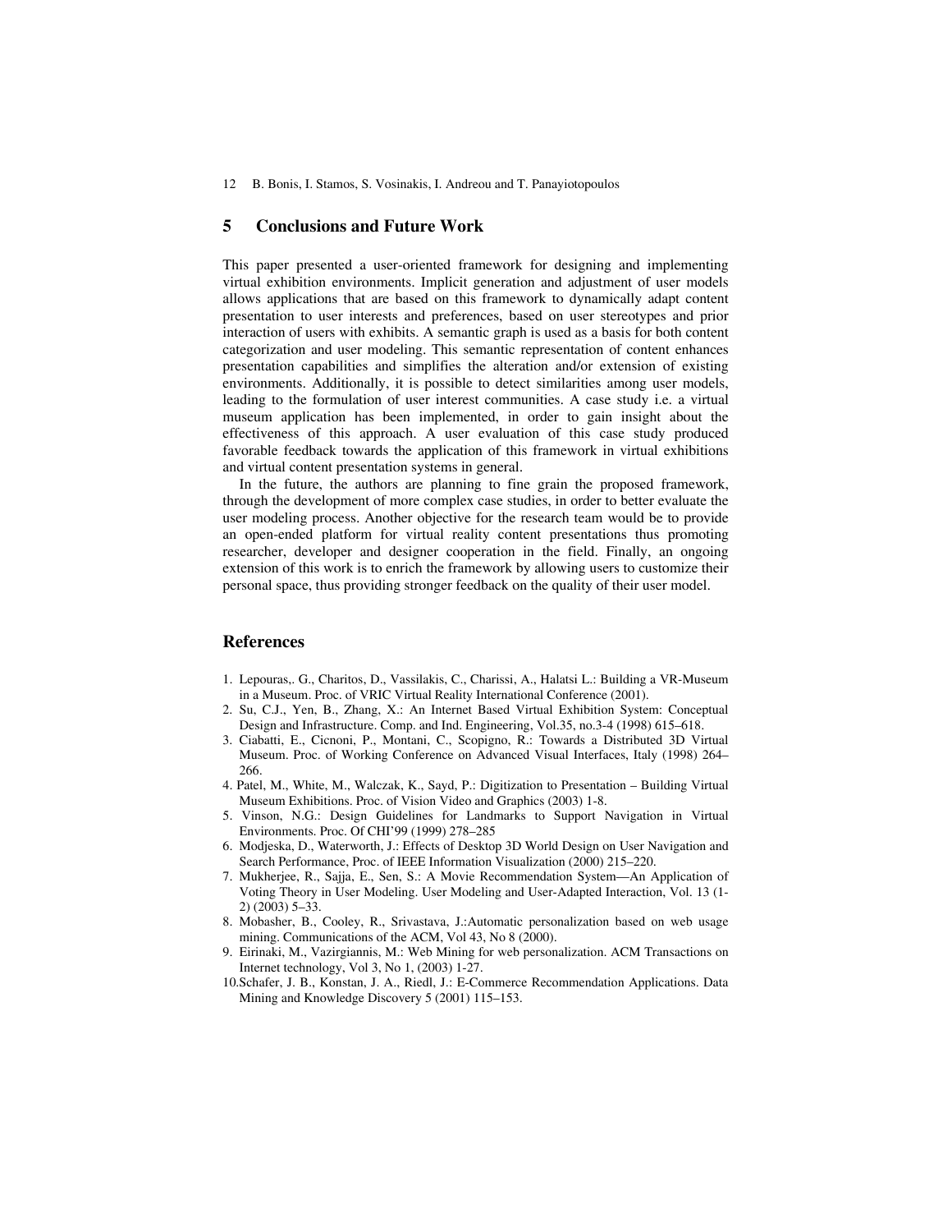## 5 Conclusions and Future Work

This paper presented a user-oriented framework for designing and implementing virtual exhibition environments. Implicit generation and adjustment of user models allows applications that are based on this framework to dynamically adapt content presentation to user interests and preferences, based on user stereotypes and prior interaction of users with exhibits. A semantic graph is used as a basis for both content categorization and user modeling. This semantic representation of content enhances presentation capabilities and simplifies the alteration and/or extension of existing environments. Additionally, it is possible to detect similarities among user models, leading to the formulation of user interest communities. A case study i.e. a virtual museum application has been implemented, in order to gain insight about the effectiveness of this approach. A user evaluation of this case study produced favorable feedback towards the application of this framework in virtual exhibitions and virtual content presentation systems in general.

In the future, the authors are planning to fine grain the proposed framework, through the development of more complex case studies, in order to better evaluate the user modeling process. Another objective for the research team would be to provide an open-ended platform for virtual reality content presentations thus promoting researcher, developer and designer cooperation in the field. Finally, an ongoing extension of this work is to enrich the framework by allowing users to customize their personal space, thus providing stronger feedback on the quality of their user model.

## References

1. Lepouras,. G., Charitos, D., Vassilakis, C., Charissi, A., Halatsi L.: Building a VR-Museum in a Museum. Proc. of VRIC Virtual Reality International Conference (2001).
2. Su, C.J., Yen, B., Zhang, X.: An Internet Based Virtual Exhibition System: Conceptual Design and Infrastructure. Comp. and Ind. Engineering, Vol.35, no.3-4 (1998) 615–618.
3. Ciabatti, E., Cicnoni, P., Montani, C., Scopigno, R.: Towards a Distributed 3D Virtual Museum. Proc. of Working Conference on Advanced Visual Interfaces, Italy (1998) 264–266.
4. Patel, M., White, M., Walczak, K., Sayd, P.: Digitization to Presentation – Building Virtual Museum Exhibitions. Proc. of Vision Video and Graphics (2003) 1-8.
5. Vinson, N.G.: Design Guidelines for Landmarks to Support Navigation in Virtual Environments. Proc. Of CHI'99 (1999) 278–285
6. Modjeska, D., Waterworth, J.: Effects of Desktop 3D World Design on User Navigation and Search Performance, Proc. of IEEE Information Visualization (2000) 215–220.
7. Mukherjee, R., Sajja, E., Sen, S.: A Movie Recommendation System—An Application of Voting Theory in User Modeling. User Modeling and User-Adapted Interaction, Vol. 13 (1-2) (2003) 5–33.
8. Mobasher, B., Cooley, R., Srivastava, J.:Automatic personalization based on web usage mining. Communications of the ACM, Vol 43, No 8 (2000).
9. Eirinaki, M., Vazirgiannis, M.: Web Mining for web personalization. ACM Transactions on Internet technology, Vol 3, No 1, (2003) 1-27.
10. Schafer, J. B., Konstan, J. A., Riedl, J.: E-Commerce Recommendation Applications. Data Mining and Knowledge Discovery 5 (2001) 115–153.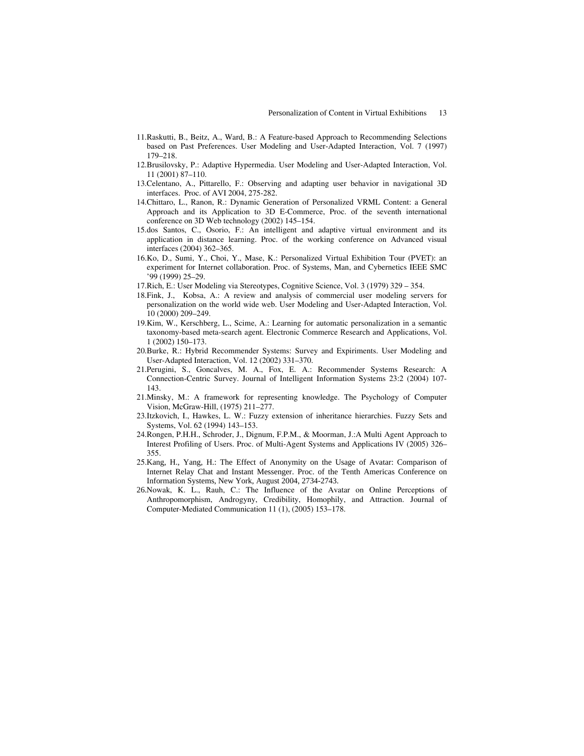11. Raskutti, B., Beitz, A., Ward, B.: A Feature-based Approach to Recommending Selections based on Past Preferences. User Modeling and User-Adapted Interaction, Vol. 7 (1997) 179–218.
12. Brusilovsky, P.: Adaptive Hypermedia. User Modeling and User-Adapted Interaction, Vol. 11 (2001) 87–110.
13. Celentano, A., Pittarello, F.: Observing and adapting user behavior in navigational 3D interfaces. Proc. of AVI 2004, 275-282.
14. Chittaro, L., Ranon, R.: Dynamic Generation of Personalized VRML Content: a General Approach and its Application to 3D E-Commerce, Proc. of the seventh international conference on 3D Web technology (2002) 145–154.
15. dos Santos, C., Osorio, F.: An intelligent and adaptive virtual environment and its application in distance learning. Proc. of the working conference on Advanced visual interfaces (2004) 362–365.
16. Ko, D., Sumi, Y., Choi, Y., Mase, K.: Personalized Virtual Exhibition Tour (PVET): an experiment for Internet collaboration. Proc. of Systems, Man, and Cybernetics IEEE SMC '99 (1999) 25–29.
17. Rich, E.: User Modeling via Stereotypes, Cognitive Science, Vol. 3 (1979) 329 – 354.
18. Fink, J., Kobsa, A.: A review and analysis of commercial user modeling servers for personalization on the world wide web. User Modeling and User-Adapted Interaction, Vol. 10 (2000) 209–249.
19. Kim, W., Kerschberg, L., Scime, A.: Learning for automatic personalization in a semantic taxonomy-based meta-search agent. Electronic Commerce Research and Applications, Vol. 1 (2002) 150–173.
20. Burke, R.: Hybrid Recommender Systems: Survey and Expiriments. User Modeling and User-Adapted Interaction, Vol. 12 (2002) 331–370.
21. Perugini, S., Goncalves, M. A., Fox, E. A.: Recommender Systems Research: A Connection-Centric Survey. Journal of Intelligent Information Systems 23:2 (2004) 107-143.
21. Minsky, M.: A framework for representing knowledge. The Psychology of Computer Vision, McGraw-Hill, (1975) 211–277.
23. Itzkovich, I., Hawkes, L. W.: Fuzzy extension of inheritance hierarchies. Fuzzy Sets and Systems, Vol. 62 (1994) 143–153.
24. Rongen, P.H.H., Schroder, J., Dignum, F.P.M., & Moorman, J.:A Multi Agent Approach to Interest Profiling of Users. Proc. of Multi-Agent Systems and Applications IV (2005) 326–355.
25. Kang, H., Yang, H.: The Effect of Anonymity on the Usage of Avatar: Comparison of Internet Relay Chat and Instant Messenger. Proc. of the Tenth Americas Conference on Information Systems, New York, August 2004, 2734-2743.
26. Nowak, K. L., Rauh, C.: The Influence of the Avatar on Online Perceptions of Anthropomorphism, Androgyny, Credibility, Homophily, and Attraction. Journal of Computer-Mediated Communication 11 (1), (2005) 153–178.